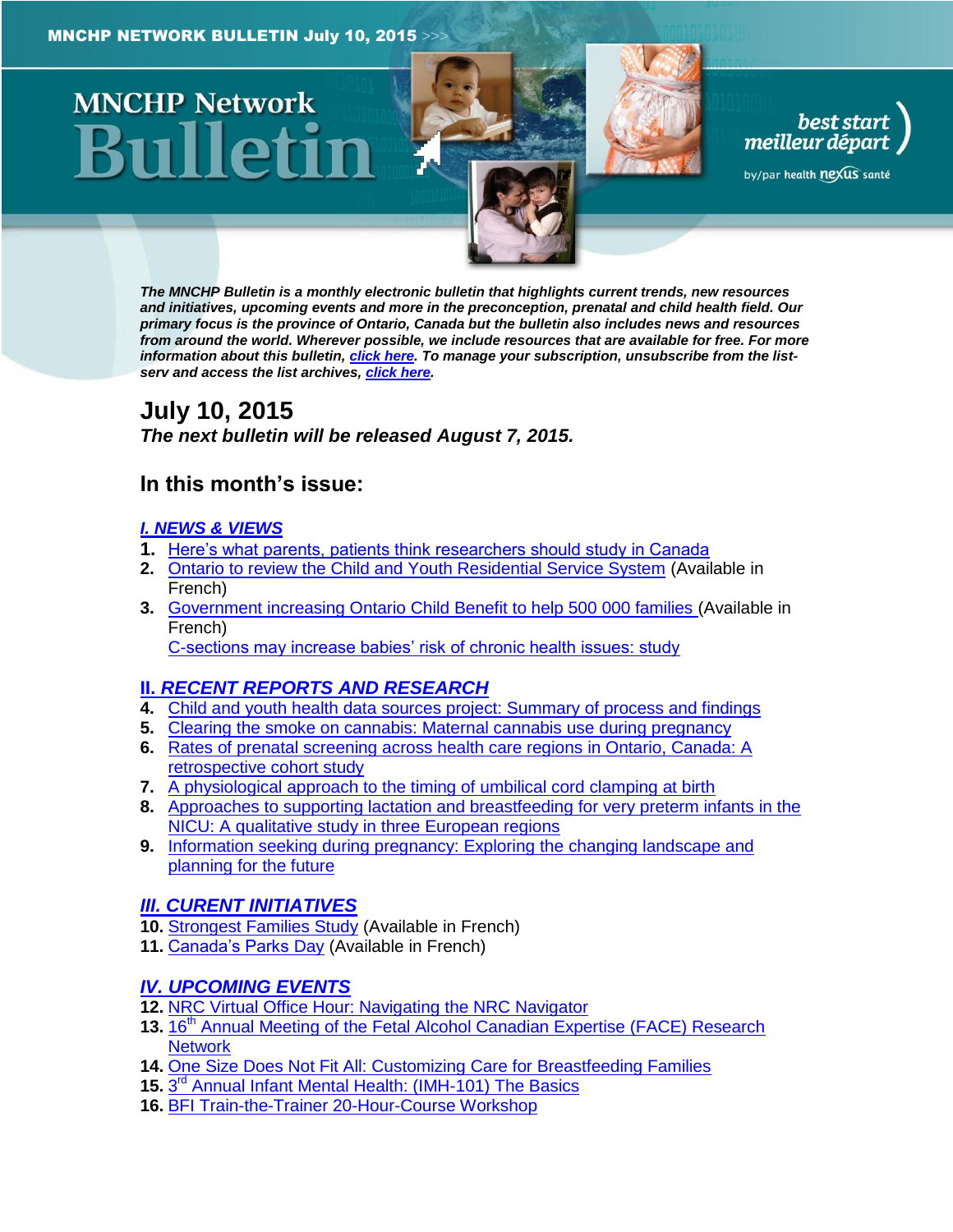MNCHP NETWORK BULLETIN July 10, 2015 >>>

# MNCHP Network Bulletin

best start meilleur départ

by/par health nexus santé

***The MNCHP Bulletin is a monthly electronic bulletin that highlights current trends, new resources and initiatives, upcoming events and more in the preconception, prenatal and child health field. Our primary focus is the province of Ontario, Canada but the bulletin also includes news and resources from around the world. Wherever possible, we include resources that are available for free. For more information about this bulletin, click here. To manage your subscription, unsubscribe from the list-serv and access the list archives, click here.***

## July 10, 2015

***The next bulletin will be released August 7, 2015.***

## In this month's issue:

### *I. NEWS & VIEWS*

1. Here's what parents, patients think researchers should study in Canada
2. Ontario to review the Child and Youth Residential Service System (Available in French)
3. Government increasing Ontario Child Benefit to help 500 000 families (Available in French)
   C-sections may increase babies' risk of chronic health issues: study

### *II. RECENT REPORTS AND RESEARCH*

4. Child and youth health data sources project: Summary of process and findings
5. Clearing the smoke on cannabis: Maternal cannabis use during pregnancy
6. Rates of prenatal screening across health care regions in Ontario, Canada: A retrospective cohort study
7. A physiological approach to the timing of umbilical cord clamping at birth
8. Approaches to supporting lactation and breastfeeding for very preterm infants in the NICU: A qualitative study in three European regions
9. Information seeking during pregnancy: Exploring the changing landscape and planning for the future

### *III. CURENT INITIATIVES*

10. Strongest Families Study (Available in French)
11. Canada's Parks Day (Available in French)

### *IV. UPCOMING EVENTS*

12. NRC Virtual Office Hour: Navigating the NRC Navigator
13. 16th Annual Meeting of the Fetal Alcohol Canadian Expertise (FACE) Research Network
14. One Size Does Not Fit All: Customizing Care for Breastfeeding Families
15. 3rd Annual Infant Mental Health: (IMH-101) The Basics
16. BFI Train-the-Trainer 20-Hour-Course Workshop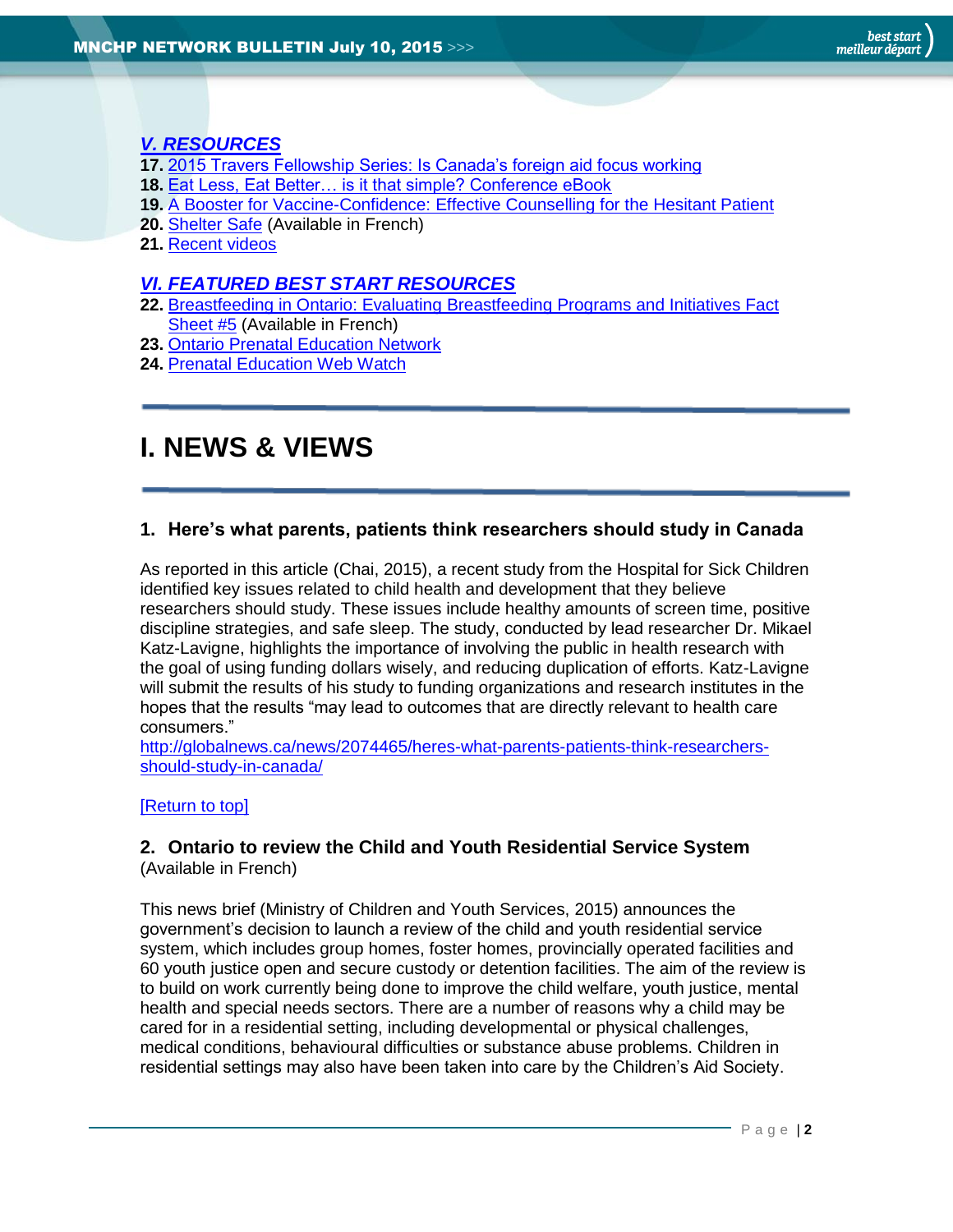### *V. RESOURCES*

**17.** 2015 Travers Fellowship Series: Is Canada's foreign aid focus working
**18.** Eat Less, Eat Better… is it that simple? Conference eBook
**19.** A Booster for Vaccine-Confidence: Effective Counselling for the Hesitant Patient
**20.** Shelter Safe (Available in French)
**21.** Recent videos

### *VI. FEATURED BEST START RESOURCES*

**22.** Breastfeeding in Ontario: Evaluating Breastfeeding Programs and Initiatives Fact Sheet #5 (Available in French)
**23.** Ontario Prenatal Education Network
**24.** Prenatal Education Web Watch

---

# I. NEWS & VIEWS

---

### 1. Here's what parents, patients think researchers should study in Canada

As reported in this article (Chai, 2015), a recent study from the Hospital for Sick Children identified key issues related to child health and development that they believe researchers should study. These issues include healthy amounts of screen time, positive discipline strategies, and safe sleep. The study, conducted by lead researcher Dr. Mikael Katz-Lavigne, highlights the importance of involving the public in health research with the goal of using funding dollars wisely, and reducing duplication of efforts. Katz-Lavigne will submit the results of his study to funding organizations and research institutes in the hopes that the results "may lead to outcomes that are directly relevant to health care consumers."
http://globalnews.ca/news/2074465/heres-what-parents-patients-think-researchers-should-study-in-canada/

[Return to top]

### 2. Ontario to review the Child and Youth Residential Service System

(Available in French)

This news brief (Ministry of Children and Youth Services, 2015) announces the government's decision to launch a review of the child and youth residential service system, which includes group homes, foster homes, provincially operated facilities and 60 youth justice open and secure custody or detention facilities. The aim of the review is to build on work currently being done to improve the child welfare, youth justice, mental health and special needs sectors. There are a number of reasons why a child may be cared for in a residential setting, including developmental or physical challenges, medical conditions, behavioural difficulties or substance abuse problems. Children in residential settings may also have been taken into care by the Children's Aid Society.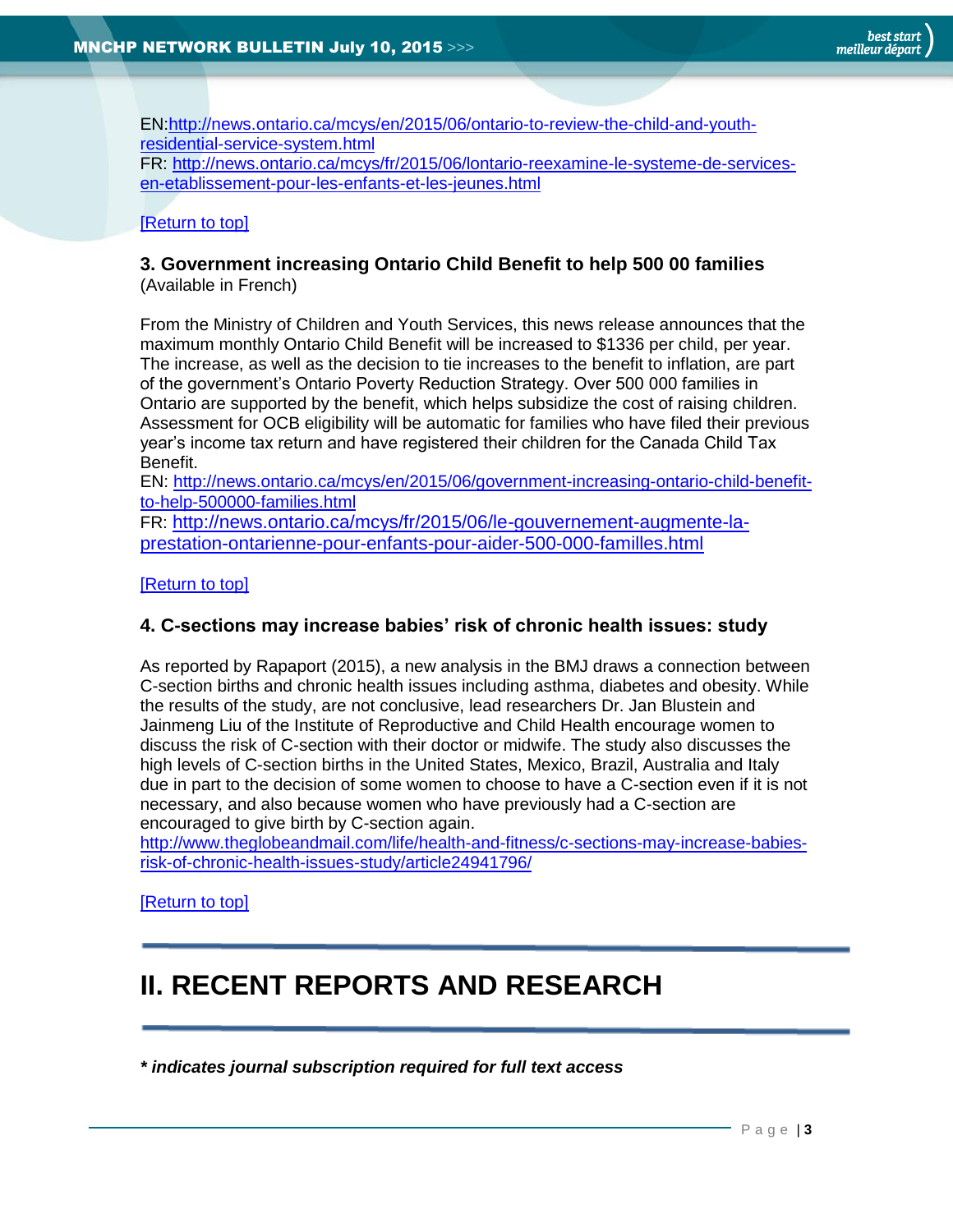EN:http://news.ontario.ca/mcys/en/2015/06/ontario-to-review-the-child-and-youth-residential-service-system.html
FR: http://news.ontario.ca/mcys/fr/2015/06/lontario-reexamine-le-systeme-de-services-en-etablissement-pour-les-enfants-et-les-jeunes.html

[Return to top]

### 3. Government increasing Ontario Child Benefit to help 500 00 families

(Available in French)

From the Ministry of Children and Youth Services, this news release announces that the maximum monthly Ontario Child Benefit will be increased to $1336 per child, per year. The increase, as well as the decision to tie increases to the benefit to inflation, are part of the government's Ontario Poverty Reduction Strategy. Over 500 000 families in Ontario are supported by the benefit, which helps subsidize the cost of raising children. Assessment for OCB eligibility will be automatic for families who have filed their previous year's income tax return and have registered their children for the Canada Child Tax Benefit.
EN: http://news.ontario.ca/mcys/en/2015/06/government-increasing-ontario-child-benefit-to-help-500000-families.html
FR: http://news.ontario.ca/mcys/fr/2015/06/le-gouvernement-augmente-la-prestation-ontarienne-pour-enfants-pour-aider-500-000-familles.html

[Return to top]

### 4. C-sections may increase babies' risk of chronic health issues: study

As reported by Rapaport (2015), a new analysis in the BMJ draws a connection between C-section births and chronic health issues including asthma, diabetes and obesity. While the results of the study, are not conclusive, lead researchers Dr. Jan Blustein and Jainmeng Liu of the Institute of Reproductive and Child Health encourage women to discuss the risk of C-section with their doctor or midwife. The study also discusses the high levels of C-section births in the United States, Mexico, Brazil, Australia and Italy due in part to the decision of some women to choose to have a C-section even if it is not necessary, and also because women who have previously had a C-section are encouraged to give birth by C-section again.
http://www.theglobeandmail.com/life/health-and-fitness/c-sections-may-increase-babies-risk-of-chronic-health-issues-study/article24941796/

[Return to top]

## II. RECENT REPORTS AND RESEARCH

***\* indicates journal subscription required for full text access***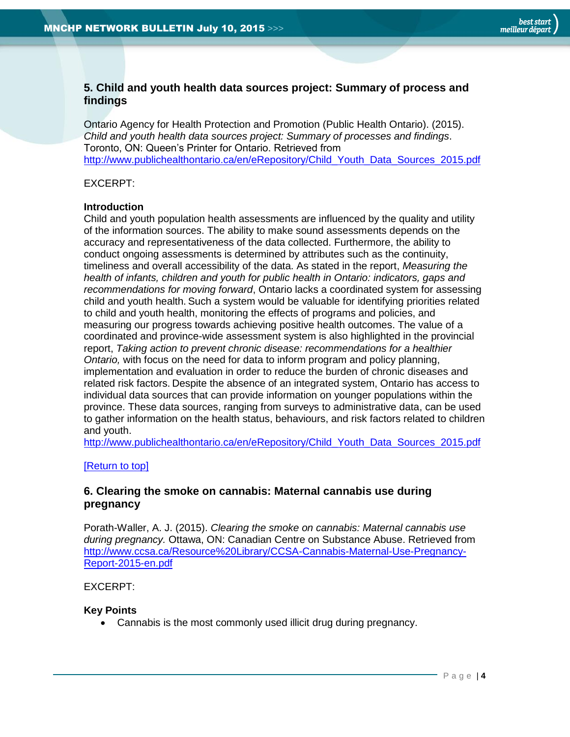## 5. Child and youth health data sources project: Summary of process and findings

Ontario Agency for Health Protection and Promotion (Public Health Ontario). (2015). *Child and youth health data sources project: Summary of processes and findings*. Toronto, ON: Queen's Printer for Ontario. Retrieved from [http://www.publichealthontario.ca/en/eRepository/Child_Youth_Data_Sources_2015.pdf](http://www.publichealthontario.ca/en/eRepository/Child_Youth_Data_Sources_2015.pdf)

EXCERPT:

**Introduction**

Child and youth population health assessments are influenced by the quality and utility of the information sources. The ability to make sound assessments depends on the accuracy and representativeness of the data collected. Furthermore, the ability to conduct ongoing assessments is determined by attributes such as the continuity, timeliness and overall accessibility of the data. As stated in the report, *Measuring the health of infants, children and youth for public health in Ontario: indicators, gaps and recommendations for moving forward*, Ontario lacks a coordinated system for assessing child and youth health. Such a system would be valuable for identifying priorities related to child and youth health, monitoring the effects of programs and policies, and measuring our progress towards achieving positive health outcomes. The value of a coordinated and province-wide assessment system is also highlighted in the provincial report, *Taking action to prevent chronic disease: recommendations for a healthier Ontario,* with focus on the need for data to inform program and policy planning, implementation and evaluation in order to reduce the burden of chronic diseases and related risk factors. Despite the absence of an integrated system, Ontario has access to individual data sources that can provide information on younger populations within the province. These data sources, ranging from surveys to administrative data, can be used to gather information on the health status, behaviours, and risk factors related to children and youth.
[http://www.publichealthontario.ca/en/eRepository/Child_Youth_Data_Sources_2015.pdf](http://www.publichealthontario.ca/en/eRepository/Child_Youth_Data_Sources_2015.pdf)

[Return to top]

## 6. Clearing the smoke on cannabis: Maternal cannabis use during pregnancy

Porath-Waller, A. J. (2015). *Clearing the smoke on cannabis: Maternal cannabis use during pregnancy.* Ottawa, ON: Canadian Centre on Substance Abuse. Retrieved from [http://www.ccsa.ca/Resource%20Library/CCSA-Cannabis-Maternal-Use-Pregnancy-Report-2015-en.pdf](http://www.ccsa.ca/Resource%20Library/CCSA-Cannabis-Maternal-Use-Pregnancy-Report-2015-en.pdf)

EXCERPT:

**Key Points**

- Cannabis is the most commonly used illicit drug during pregnancy.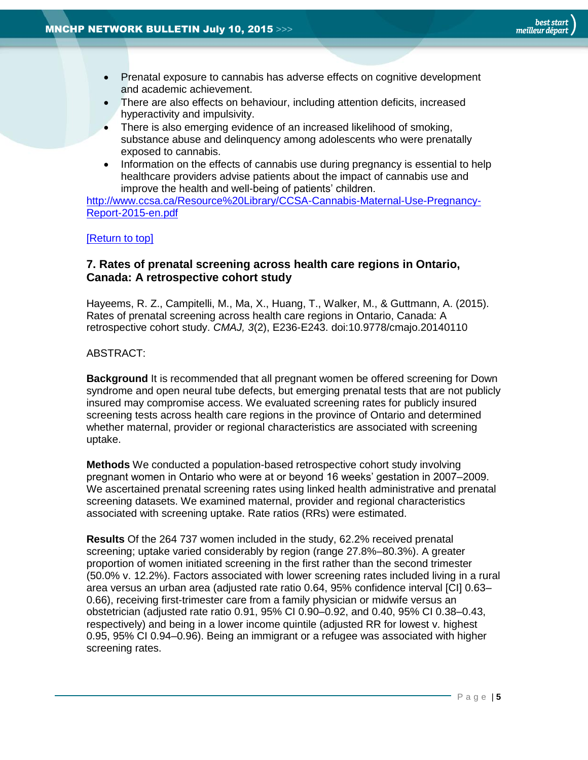- Prenatal exposure to cannabis has adverse effects on cognitive development and academic achievement.
- There are also effects on behaviour, including attention deficits, increased hyperactivity and impulsivity.
- There is also emerging evidence of an increased likelihood of smoking, substance abuse and delinquency among adolescents who were prenatally exposed to cannabis.
- Information on the effects of cannabis use during pregnancy is essential to help healthcare providers advise patients about the impact of cannabis use and improve the health and well-being of patients' children.

http://www.ccsa.ca/Resource%20Library/CCSA-Cannabis-Maternal-Use-Pregnancy-Report-2015-en.pdf

[Return to top]

### 7. Rates of prenatal screening across health care regions in Ontario, Canada: A retrospective cohort study

Hayeems, R. Z., Campitelli, M., Ma, X., Huang, T., Walker, M., & Guttmann, A. (2015). Rates of prenatal screening across health care regions in Ontario, Canada: A retrospective cohort study. *CMAJ, 3*(2), E236-E243. doi:10.9778/cmajo.20140110

ABSTRACT:

**Background** It is recommended that all pregnant women be offered screening for Down syndrome and open neural tube defects, but emerging prenatal tests that are not publicly insured may compromise access. We evaluated screening rates for publicly insured screening tests across health care regions in the province of Ontario and determined whether maternal, provider or regional characteristics are associated with screening uptake.

**Methods** We conducted a population-based retrospective cohort study involving pregnant women in Ontario who were at or beyond 16 weeks' gestation in 2007–2009. We ascertained prenatal screening rates using linked health administrative and prenatal screening datasets. We examined maternal, provider and regional characteristics associated with screening uptake. Rate ratios (RRs) were estimated.

**Results** Of the 264 737 women included in the study, 62.2% received prenatal screening; uptake varied considerably by region (range 27.8%–80.3%). A greater proportion of women initiated screening in the first rather than the second trimester (50.0% v. 12.2%). Factors associated with lower screening rates included living in a rural area versus an urban area (adjusted rate ratio 0.64, 95% confidence interval [CI] 0.63–0.66), receiving first-trimester care from a family physician or midwife versus an obstetrician (adjusted rate ratio 0.91, 95% CI 0.90–0.92, and 0.40, 95% CI 0.38–0.43, respectively) and being in a lower income quintile (adjusted RR for lowest v. highest 0.95, 95% CI 0.94–0.96). Being an immigrant or a refugee was associated with higher screening rates.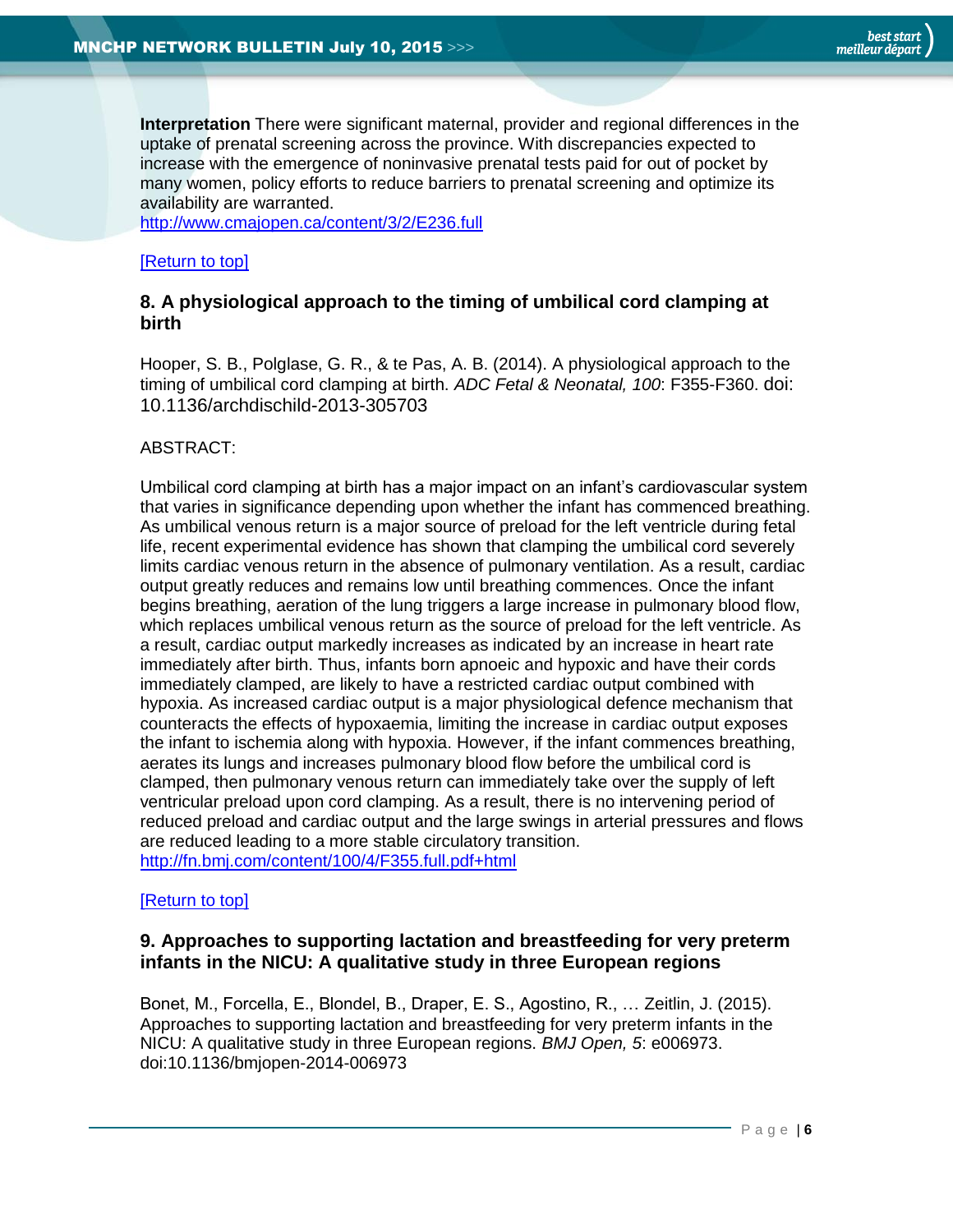**Interpretation** There were significant maternal, provider and regional differences in the uptake of prenatal screening across the province. With discrepancies expected to increase with the emergence of noninvasive prenatal tests paid for out of pocket by many women, policy efforts to reduce barriers to prenatal screening and optimize its availability are warranted.
http://www.cmajopen.ca/content/3/2/E236.full

[Return to top]

## 8. A physiological approach to the timing of umbilical cord clamping at birth

Hooper, S. B., Polglase, G. R., & te Pas, A. B. (2014). A physiological approach to the timing of umbilical cord clamping at birth. *ADC Fetal & Neonatal, 100*: F355-F360. doi: 10.1136/archdischild-2013-305703

ABSTRACT:

Umbilical cord clamping at birth has a major impact on an infant's cardiovascular system that varies in significance depending upon whether the infant has commenced breathing. As umbilical venous return is a major source of preload for the left ventricle during fetal life, recent experimental evidence has shown that clamping the umbilical cord severely limits cardiac venous return in the absence of pulmonary ventilation. As a result, cardiac output greatly reduces and remains low until breathing commences. Once the infant begins breathing, aeration of the lung triggers a large increase in pulmonary blood flow, which replaces umbilical venous return as the source of preload for the left ventricle. As a result, cardiac output markedly increases as indicated by an increase in heart rate immediately after birth. Thus, infants born apnoeic and hypoxic and have their cords immediately clamped, are likely to have a restricted cardiac output combined with hypoxia. As increased cardiac output is a major physiological defence mechanism that counteracts the effects of hypoxaemia, limiting the increase in cardiac output exposes the infant to ischemia along with hypoxia. However, if the infant commences breathing, aerates its lungs and increases pulmonary blood flow before the umbilical cord is clamped, then pulmonary venous return can immediately take over the supply of left ventricular preload upon cord clamping. As a result, there is no intervening period of reduced preload and cardiac output and the large swings in arterial pressures and flows are reduced leading to a more stable circulatory transition.
http://fn.bmj.com/content/100/4/F355.full.pdf+html

[Return to top]

## 9. Approaches to supporting lactation and breastfeeding for very preterm infants in the NICU: A qualitative study in three European regions

Bonet, M., Forcella, E., Blondel, B., Draper, E. S., Agostino, R., … Zeitlin, J. (2015). Approaches to supporting lactation and breastfeeding for very preterm infants in the NICU: A qualitative study in three European regions. *BMJ Open, 5*: e006973. doi:10.1136/bmjopen-2014-006973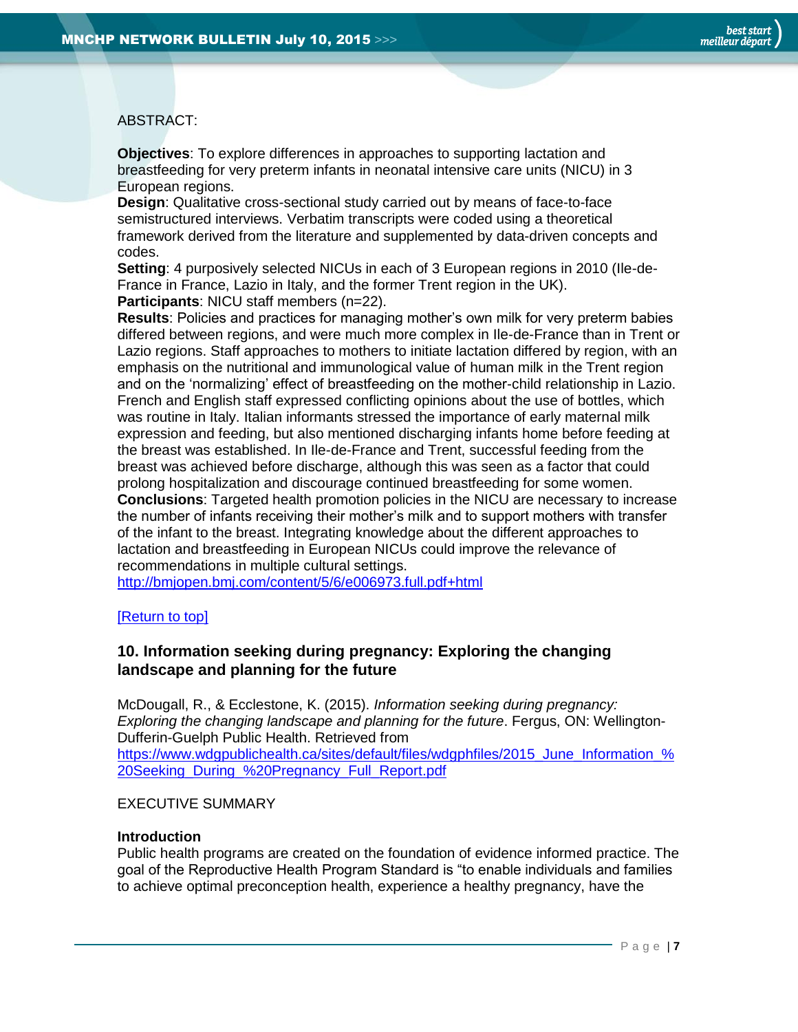ABSTRACT:

**Objectives**: To explore differences in approaches to supporting lactation and breastfeeding for very preterm infants in neonatal intensive care units (NICU) in 3 European regions.
**Design**: Qualitative cross-sectional study carried out by means of face-to-face semistructured interviews. Verbatim transcripts were coded using a theoretical framework derived from the literature and supplemented by data-driven concepts and codes.
**Setting**: 4 purposively selected NICUs in each of 3 European regions in 2010 (Ile-de-France in France, Lazio in Italy, and the former Trent region in the UK).
**Participants**: NICU staff members (n=22).
**Results**: Policies and practices for managing mother's own milk for very preterm babies differed between regions, and were much more complex in Ile-de-France than in Trent or Lazio regions. Staff approaches to mothers to initiate lactation differed by region, with an emphasis on the nutritional and immunological value of human milk in the Trent region and on the 'normalizing' effect of breastfeeding on the mother-child relationship in Lazio. French and English staff expressed conflicting opinions about the use of bottles, which was routine in Italy. Italian informants stressed the importance of early maternal milk expression and feeding, but also mentioned discharging infants home before feeding at the breast was established. In Ile-de-France and Trent, successful feeding from the breast was achieved before discharge, although this was seen as a factor that could prolong hospitalization and discourage continued breastfeeding for some women.
**Conclusions**: Targeted health promotion policies in the NICU are necessary to increase the number of infants receiving their mother's milk and to support mothers with transfer of the infant to the breast. Integrating knowledge about the different approaches to lactation and breastfeeding in European NICUs could improve the relevance of recommendations in multiple cultural settings.
http://bmjopen.bmj.com/content/5/6/e006973.full.pdf+html

[Return to top]

### 10. Information seeking during pregnancy: Exploring the changing landscape and planning for the future

McDougall, R., & Ecclestone, K. (2015). *Information seeking during pregnancy: Exploring the changing landscape and planning for the future*. Fergus, ON: Wellington-Dufferin-Guelph Public Health. Retrieved from https://www.wdgpublichealth.ca/sites/default/files/wdgphfiles/2015_June_Information_%20Seeking_During_%20Pregnancy_Full_Report.pdf

EXECUTIVE SUMMARY

**Introduction**
Public health programs are created on the foundation of evidence informed practice. The goal of the Reproductive Health Program Standard is "to enable individuals and families to achieve optimal preconception health, experience a healthy pregnancy, have the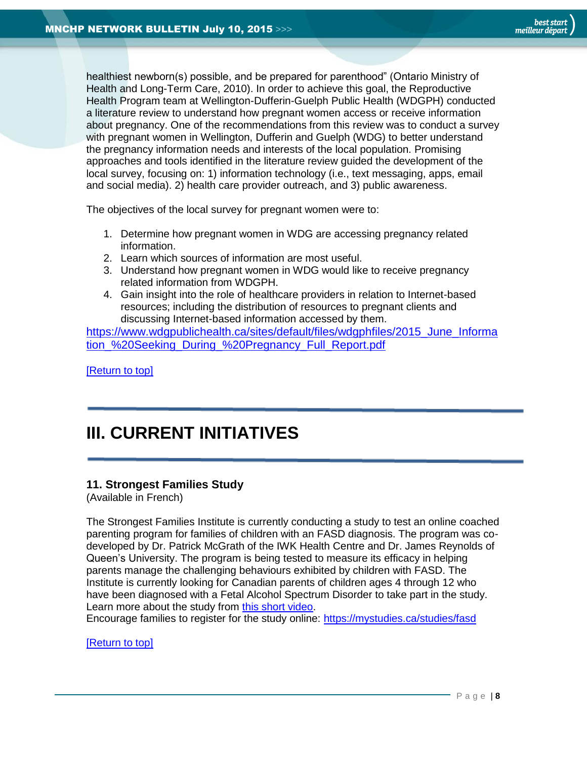healthiest newborn(s) possible, and be prepared for parenthood" (Ontario Ministry of Health and Long-Term Care, 2010). In order to achieve this goal, the Reproductive Health Program team at Wellington-Dufferin-Guelph Public Health (WDGPH) conducted a literature review to understand how pregnant women access or receive information about pregnancy. One of the recommendations from this review was to conduct a survey with pregnant women in Wellington, Dufferin and Guelph (WDG) to better understand the pregnancy information needs and interests of the local population. Promising approaches and tools identified in the literature review guided the development of the local survey, focusing on: 1) information technology (i.e., text messaging, apps, email and social media). 2) health care provider outreach, and 3) public awareness.

The objectives of the local survey for pregnant women were to:

1. Determine how pregnant women in WDG are accessing pregnancy related information.
2. Learn which sources of information are most useful.
3. Understand how pregnant women in WDG would like to receive pregnancy related information from WDGPH.
4. Gain insight into the role of healthcare providers in relation to Internet-based resources; including the distribution of resources to pregnant clients and discussing Internet-based information accessed by them.

https://www.wdgpublichealth.ca/sites/default/files/wdgphfiles/2015_June_Information_%20Seeking_During_%20Pregnancy_Full_Report.pdf

[Return to top]

# III. CURRENT INITIATIVES

### 11. Strongest Families Study

(Available in French)

The Strongest Families Institute is currently conducting a study to test an online coached parenting program for families of children with an FASD diagnosis. The program was co-developed by Dr. Patrick McGrath of the IWK Health Centre and Dr. James Reynolds of Queen's University. The program is being tested to measure its efficacy in helping parents manage the challenging behaviours exhibited by children with FASD. The Institute is currently looking for Canadian parents of children ages 4 through 12 who have been diagnosed with a Fetal Alcohol Spectrum Disorder to take part in the study. Learn more about the study from this short video.
Encourage families to register for the study online: https://mystudies.ca/studies/fasd

[Return to top]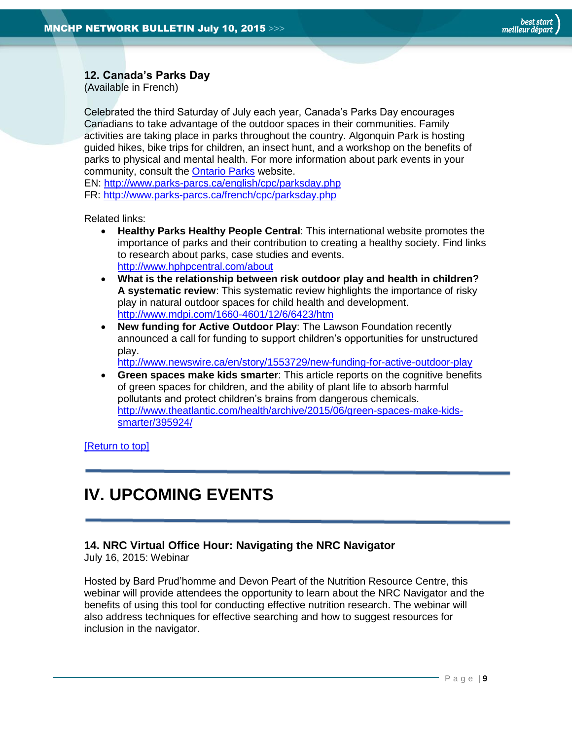### 12. Canada's Parks Day

(Available in French)

Celebrated the third Saturday of July each year, Canada's Parks Day encourages Canadians to take advantage of the outdoor spaces in their communities. Family activities are taking place in parks throughout the country. Algonquin Park is hosting guided hikes, bike trips for children, an insect hunt, and a workshop on the benefits of parks to physical and mental health. For more information about park events in your community, consult the Ontario Parks website.

EN: http://www.parks-parcs.ca/english/cpc/parksday.php

FR: http://www.parks-parcs.ca/french/cpc/parksday.php

Related links:

- **Healthy Parks Healthy People Central**: This international website promotes the importance of parks and their contribution to creating a healthy society. Find links to research about parks, case studies and events. http://www.hphpcentral.com/about
- **What is the relationship between risk outdoor play and health in children? A systematic review**: This systematic review highlights the importance of risky play in natural outdoor spaces for child health and development. http://www.mdpi.com/1660-4601/12/6/6423/htm
- **New funding for Active Outdoor Play**: The Lawson Foundation recently announced a call for funding to support children's opportunities for unstructured play. http://www.newswire.ca/en/story/1553729/new-funding-for-active-outdoor-play
- **Green spaces make kids smarter**: This article reports on the cognitive benefits of green spaces for children, and the ability of plant life to absorb harmful pollutants and protect children's brains from dangerous chemicals. http://www.theatlantic.com/health/archive/2015/06/green-spaces-make-kids-smarter/395924/

[Return to top]

# IV. UPCOMING EVENTS

### 14. NRC Virtual Office Hour: Navigating the NRC Navigator

July 16, 2015: Webinar

Hosted by Bard Prud'homme and Devon Peart of the Nutrition Resource Centre, this webinar will provide attendees the opportunity to learn about the NRC Navigator and the benefits of using this tool for conducting effective nutrition research. The webinar will also address techniques for effective searching and how to suggest resources for inclusion in the navigator.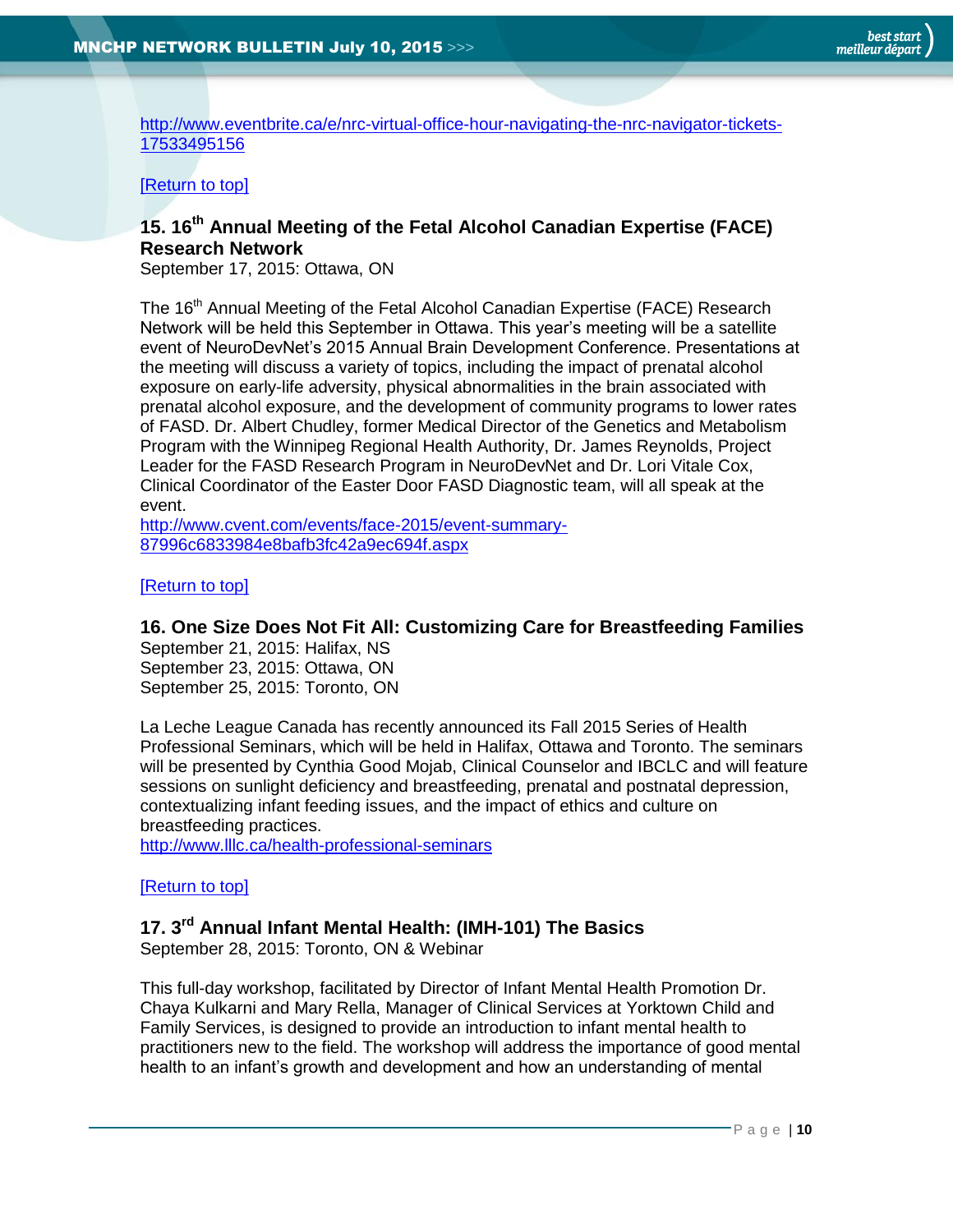http://www.eventbrite.ca/e/nrc-virtual-office-hour-navigating-the-nrc-navigator-tickets-17533495156

[Return to top]

### 15. 16th Annual Meeting of the Fetal Alcohol Canadian Expertise (FACE) Research Network

September 17, 2015: Ottawa, ON

The 16th Annual Meeting of the Fetal Alcohol Canadian Expertise (FACE) Research Network will be held this September in Ottawa. This year's meeting will be a satellite event of NeuroDevNet's 2015 Annual Brain Development Conference. Presentations at the meeting will discuss a variety of topics, including the impact of prenatal alcohol exposure on early-life adversity, physical abnormalities in the brain associated with prenatal alcohol exposure, and the development of community programs to lower rates of FASD. Dr. Albert Chudley, former Medical Director of the Genetics and Metabolism Program with the Winnipeg Regional Health Authority, Dr. James Reynolds, Project Leader for the FASD Research Program in NeuroDevNet and Dr. Lori Vitale Cox, Clinical Coordinator of the Easter Door FASD Diagnostic team, will all speak at the event.
http://www.cvent.com/events/face-2015/event-summary-87996c6833984e8bafb3fc42a9ec694f.aspx

[Return to top]

### 16. One Size Does Not Fit All: Customizing Care for Breastfeeding Families

September 21, 2015: Halifax, NS
September 23, 2015: Ottawa, ON
September 25, 2015: Toronto, ON

La Leche League Canada has recently announced its Fall 2015 Series of Health Professional Seminars, which will be held in Halifax, Ottawa and Toronto. The seminars will be presented by Cynthia Good Mojab, Clinical Counselor and IBCLC and will feature sessions on sunlight deficiency and breastfeeding, prenatal and postnatal depression, contextualizing infant feeding issues, and the impact of ethics and culture on breastfeeding practices.
http://www.lllc.ca/health-professional-seminars

[Return to top]

### 17. 3rd Annual Infant Mental Health: (IMH-101) The Basics

September 28, 2015: Toronto, ON & Webinar

This full-day workshop, facilitated by Director of Infant Mental Health Promotion Dr. Chaya Kulkarni and Mary Rella, Manager of Clinical Services at Yorktown Child and Family Services, is designed to provide an introduction to infant mental health to practitioners new to the field. The workshop will address the importance of good mental health to an infant's growth and development and how an understanding of mental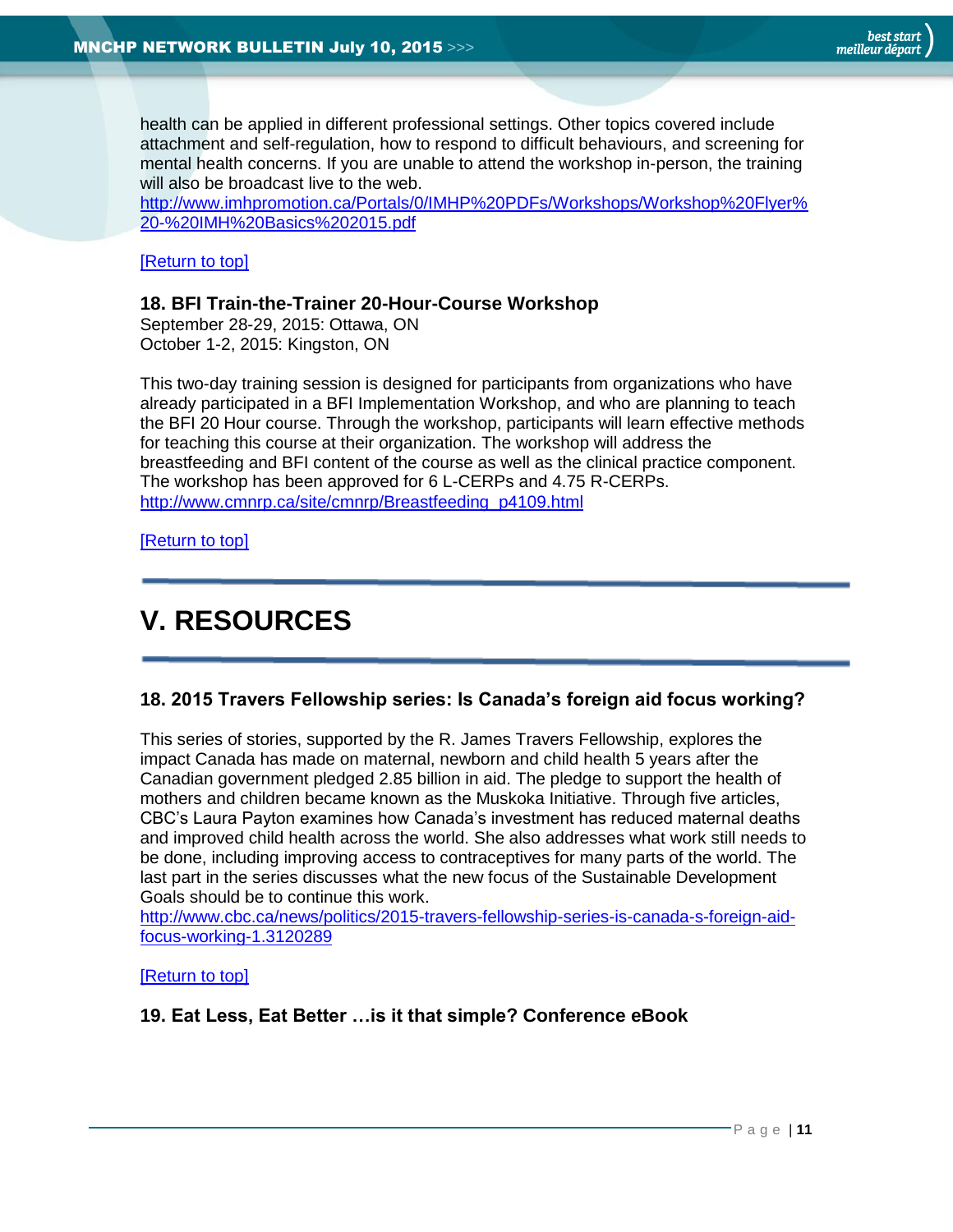health can be applied in different professional settings. Other topics covered include attachment and self-regulation, how to respond to difficult behaviours, and screening for mental health concerns. If you are unable to attend the workshop in-person, the training will also be broadcast live to the web.
http://www.imhpromotion.ca/Portals/0/IMHP%20PDFs/Workshops/Workshop%20Flyer%20-%20IMH%20Basics%202015.pdf

[Return to top]

### 18. BFI Train-the-Trainer 20-Hour-Course Workshop

September 28-29, 2015: Ottawa, ON
October 1-2, 2015: Kingston, ON

This two-day training session is designed for participants from organizations who have already participated in a BFI Implementation Workshop, and who are planning to teach the BFI 20 Hour course. Through the workshop, participants will learn effective methods for teaching this course at their organization. The workshop will address the breastfeeding and BFI content of the course as well as the clinical practice component. The workshop has been approved for 6 L-CERPs and 4.75 R-CERPs.
http://www.cmnrp.ca/site/cmnrp/Breastfeeding_p4109.html

[Return to top]

## V. RESOURCES

### 18. 2015 Travers Fellowship series: Is Canada's foreign aid focus working?

This series of stories, supported by the R. James Travers Fellowship, explores the impact Canada has made on maternal, newborn and child health 5 years after the Canadian government pledged 2.85 billion in aid. The pledge to support the health of mothers and children became known as the Muskoka Initiative. Through five articles, CBC's Laura Payton examines how Canada's investment has reduced maternal deaths and improved child health across the world. She also addresses what work still needs to be done, including improving access to contraceptives for many parts of the world. The last part in the series discusses what the new focus of the Sustainable Development Goals should be to continue this work.
http://www.cbc.ca/news/politics/2015-travers-fellowship-series-is-canada-s-foreign-aid-focus-working-1.3120289

[Return to top]

### 19. Eat Less, Eat Better …is it that simple? Conference eBook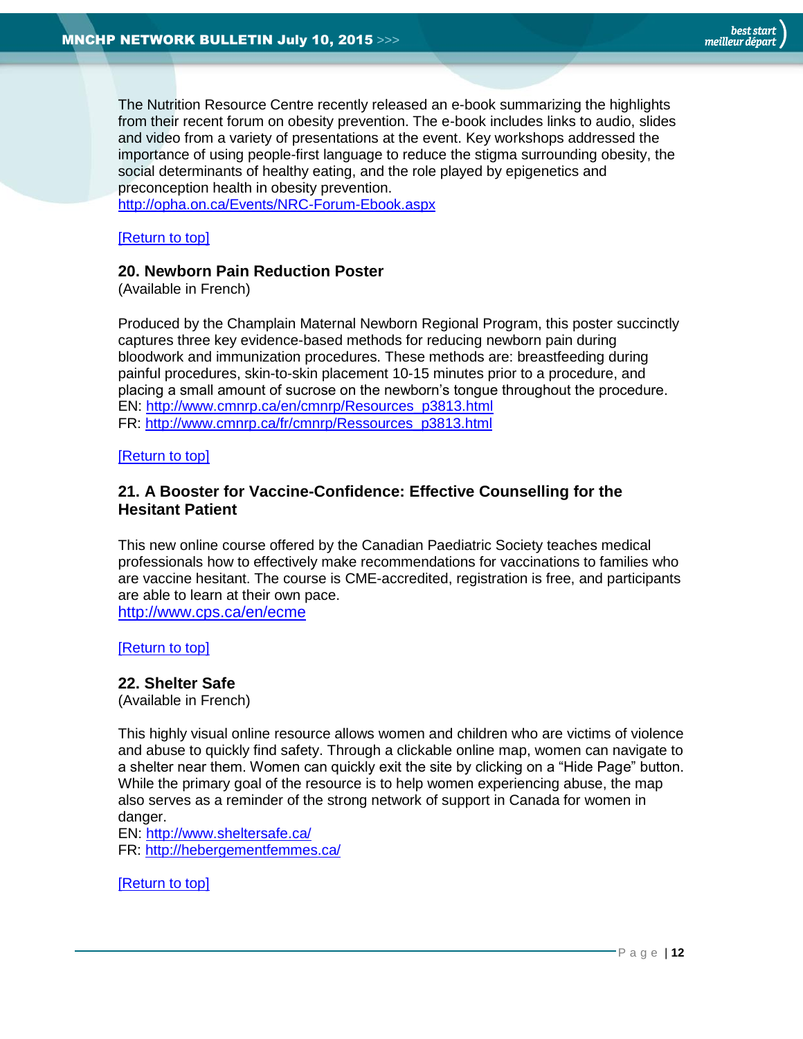The Nutrition Resource Centre recently released an e-book summarizing the highlights from their recent forum on obesity prevention. The e-book includes links to audio, slides and video from a variety of presentations at the event. Key workshops addressed the importance of using people-first language to reduce the stigma surrounding obesity, the social determinants of healthy eating, and the role played by epigenetics and preconception health in obesity prevention.
http://opha.on.ca/Events/NRC-Forum-Ebook.aspx

[Return to top]

### 20. Newborn Pain Reduction Poster

(Available in French)

Produced by the Champlain Maternal Newborn Regional Program, this poster succinctly captures three key evidence-based methods for reducing newborn pain during bloodwork and immunization procedures. These methods are: breastfeeding during painful procedures, skin-to-skin placement 10-15 minutes prior to a procedure, and placing a small amount of sucrose on the newborn's tongue throughout the procedure.
EN: http://www.cmnrp.ca/en/cmnrp/Resources_p3813.html
FR: http://www.cmnrp.ca/fr/cmnrp/Ressources_p3813.html

[Return to top]

### 21. A Booster for Vaccine-Confidence: Effective Counselling for the Hesitant Patient

This new online course offered by the Canadian Paediatric Society teaches medical professionals how to effectively make recommendations for vaccinations to families who are vaccine hesitant. The course is CME-accredited, registration is free, and participants are able to learn at their own pace.
http://www.cps.ca/en/ecme

[Return to top]

### 22. Shelter Safe

(Available in French)

This highly visual online resource allows women and children who are victims of violence and abuse to quickly find safety. Through a clickable online map, women can navigate to a shelter near them. Women can quickly exit the site by clicking on a "Hide Page" button. While the primary goal of the resource is to help women experiencing abuse, the map also serves as a reminder of the strong network of support in Canada for women in danger.
EN: http://www.sheltersafe.ca/
FR: http://hebergementfemmes.ca/

[Return to top]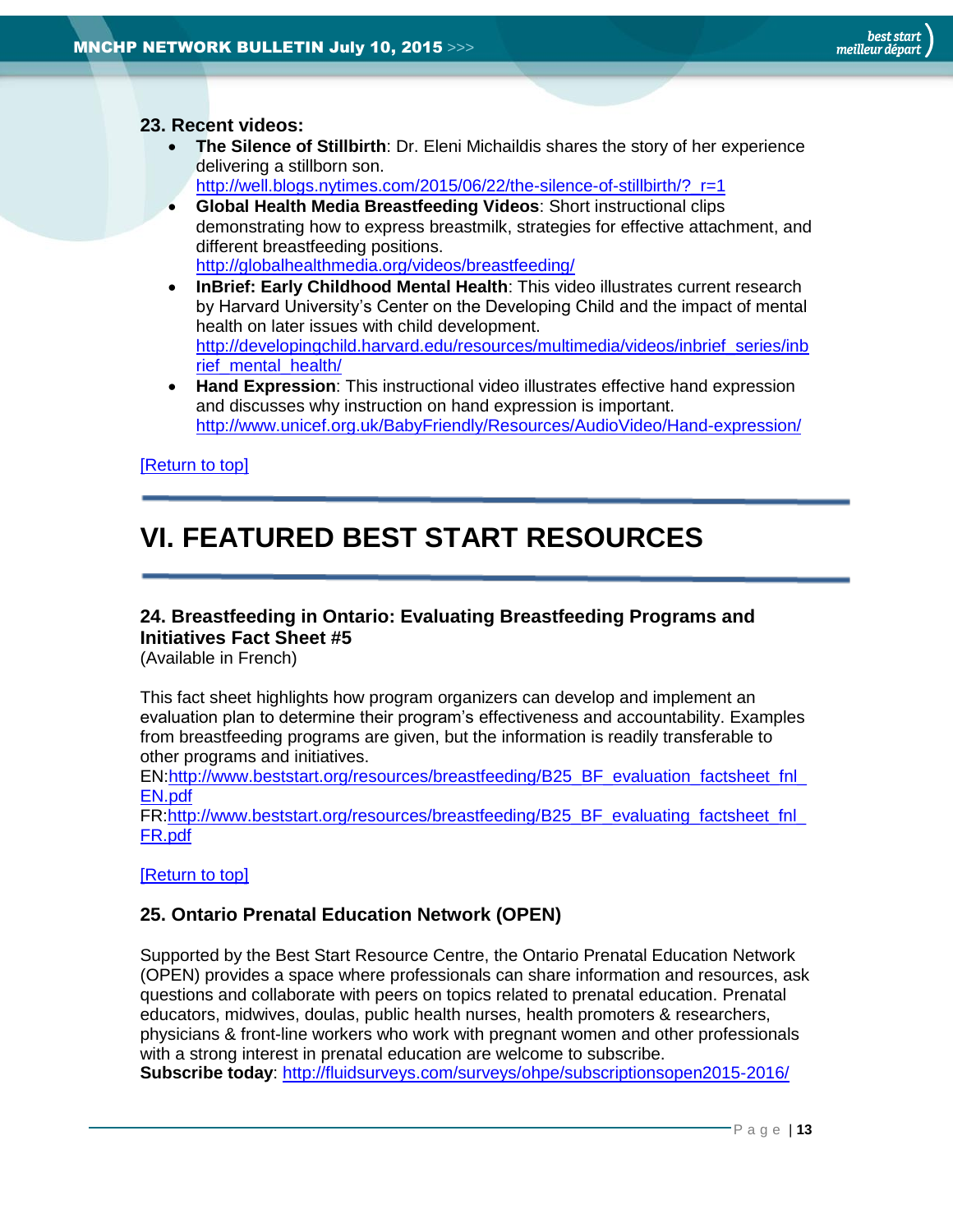### 23. Recent videos:

- **The Silence of Stillbirth**: Dr. Eleni Michaildis shares the story of her experience delivering a stillborn son. http://well.blogs.nytimes.com/2015/06/22/the-silence-of-stillbirth/?_r=1
- **Global Health Media Breastfeeding Videos**: Short instructional clips demonstrating how to express breastmilk, strategies for effective attachment, and different breastfeeding positions. http://globalhealthmedia.org/videos/breastfeeding/
- **InBrief: Early Childhood Mental Health**: This video illustrates current research by Harvard University's Center on the Developing Child and the impact of mental health on later issues with child development. http://developingchild.harvard.edu/resources/multimedia/videos/inbrief_series/inbrief_mental_health/
- **Hand Expression**: This instructional video illustrates effective hand expression and discusses why instruction on hand expression is important. http://www.unicef.org.uk/BabyFriendly/Resources/AudioVideo/Hand-expression/

[Return to top]

# VI. FEATURED BEST START RESOURCES

### 24. Breastfeeding in Ontario: Evaluating Breastfeeding Programs and Initiatives Fact Sheet #5

(Available in French)

This fact sheet highlights how program organizers can develop and implement an evaluation plan to determine their program's effectiveness and accountability. Examples from breastfeeding programs are given, but the information is readily transferable to other programs and initiatives.

EN:http://www.beststart.org/resources/breastfeeding/B25_BF_evaluation_factsheet_fnl_EN.pdf

FR:http://www.beststart.org/resources/breastfeeding/B25_BF_evaluating_factsheet_fnl_FR.pdf

[Return to top]

### 25. Ontario Prenatal Education Network (OPEN)

Supported by the Best Start Resource Centre, the Ontario Prenatal Education Network (OPEN) provides a space where professionals can share information and resources, ask questions and collaborate with peers on topics related to prenatal education. Prenatal educators, midwives, doulas, public health nurses, health promoters & researchers, physicians & front-line workers who work with pregnant women and other professionals with a strong interest in prenatal education are welcome to subscribe.

**Subscribe today**: http://fluidsurveys.com/surveys/ohpe/subscriptionsopen2015-2016/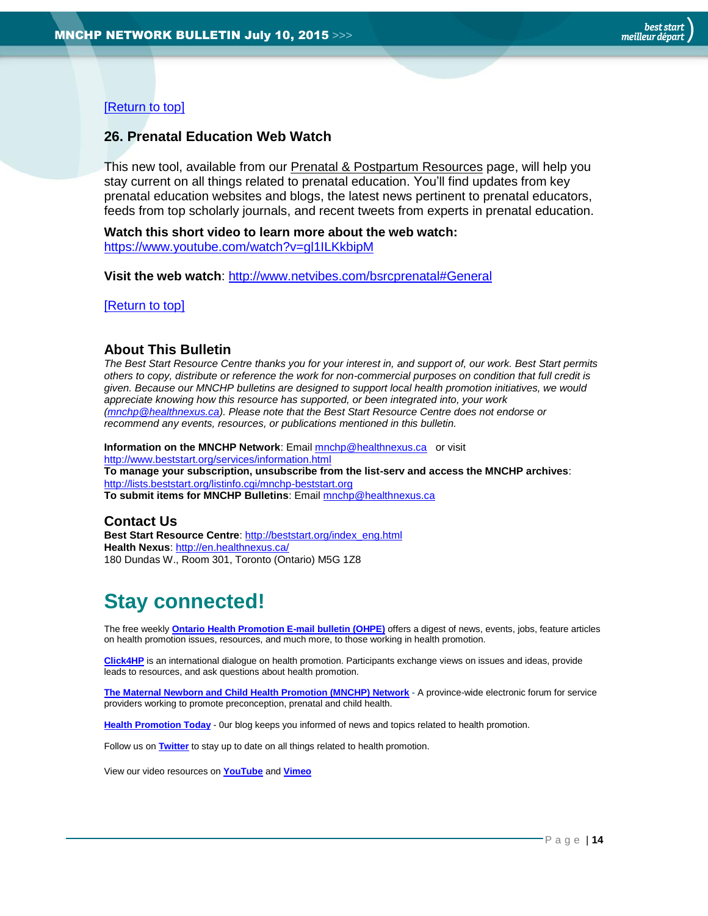[Return to top]

## 26. Prenatal Education Web Watch

This new tool, available from our Prenatal & Postpartum Resources page, will help you stay current on all things related to prenatal education. You'll find updates from key prenatal education websites and blogs, the latest news pertinent to prenatal educators, feeds from top scholarly journals, and recent tweets from experts in prenatal education.

**Watch this short video to learn more about the web watch:**
https://www.youtube.com/watch?v=gl1ILKkbipM

**Visit the web watch**: http://www.netvibes.com/bsrcprenatal#General

[Return to top]

## About This Bulletin

*The Best Start Resource Centre thanks you for your interest in, and support of, our work. Best Start permits others to copy, distribute or reference the work for non-commercial purposes on condition that full credit is given. Because our MNCHP bulletins are designed to support local health promotion initiatives, we would appreciate knowing how this resource has supported, or been integrated into, your work (mnchp@healthnexus.ca). Please note that the Best Start Resource Centre does not endorse or recommend any events, resources, or publications mentioned in this bulletin.*

**Information on the MNCHP Network**: Email mnchp@healthnexus.ca or visit http://www.beststart.org/services/information.html
**To manage your subscription, unsubscribe from the list-serv and access the MNCHP archives**: http://lists.beststart.org/listinfo.cgi/mnchp-beststart.org
**To submit items for MNCHP Bulletins**: Email mnchp@healthnexus.ca

## Contact Us

**Best Start Resource Centre**: http://beststart.org/index_eng.html
**Health Nexus**: http://en.healthnexus.ca/
180 Dundas W., Room 301, Toronto (Ontario) M5G 1Z8

# Stay connected!

The free weekly **Ontario Health Promotion E-mail bulletin (OHPE)** offers a digest of news, events, jobs, feature articles on health promotion issues, resources, and much more, to those working in health promotion.

**Click4HP** is an international dialogue on health promotion. Participants exchange views on issues and ideas, provide leads to resources, and ask questions about health promotion.

**The Maternal Newborn and Child Health Promotion (MNCHP) Network** - A province-wide electronic forum for service providers working to promote preconception, prenatal and child health.

**Health Promotion Today** - 0ur blog keeps you informed of news and topics related to health promotion.

Follow us on **Twitter** to stay up to date on all things related to health promotion.

View our video resources on **YouTube** and **Vimeo**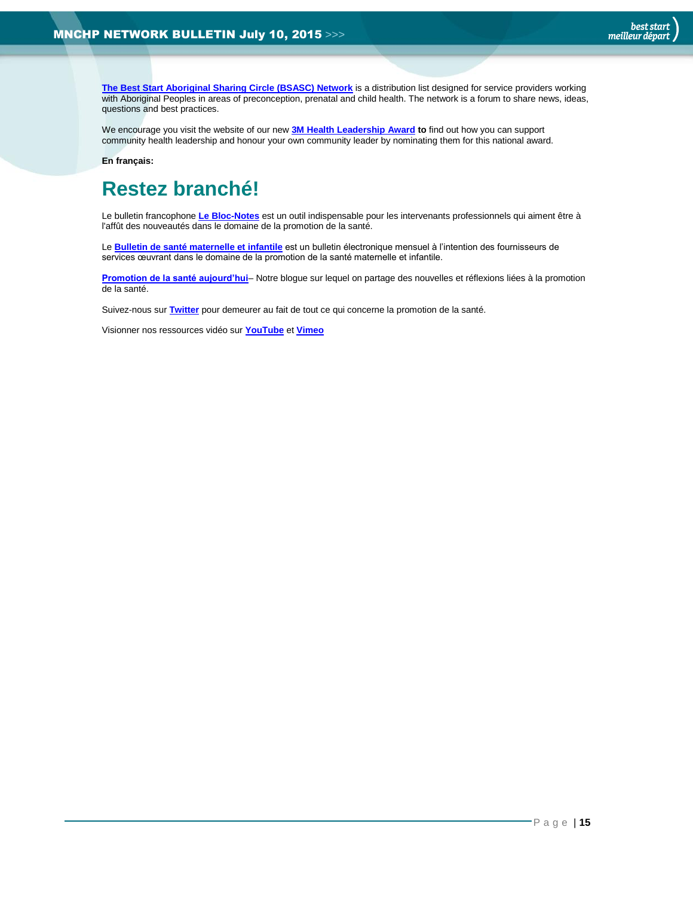**The Best Start Aboriginal Sharing Circle (BSASC) Network** is a distribution list designed for service providers working with Aboriginal Peoples in areas of preconception, prenatal and child health. The network is a forum to share news, ideas, questions and best practices.

We encourage you visit the website of our new **3M Health Leadership Award** **to** find out how you can support community health leadership and honour your own community leader by nominating them for this national award.

**En français:**

# Restez branché!

Le bulletin francophone **Le Bloc-Notes** est un outil indispensable pour les intervenants professionnels qui aiment être à l'affût des nouveautés dans le domaine de la promotion de la santé.

Le **Bulletin de santé maternelle et infantile** est un bulletin électronique mensuel à l'intention des fournisseurs de services œuvrant dans le domaine de la promotion de la santé maternelle et infantile.

**Promotion de la santé aujourd'hui**– Notre blogue sur lequel on partage des nouvelles et réflexions liées à la promotion de la santé.

Suivez-nous sur **Twitter** pour demeurer au fait de tout ce qui concerne la promotion de la santé.

Visionner nos ressources vidéo sur **YouTube** et **Vimeo**